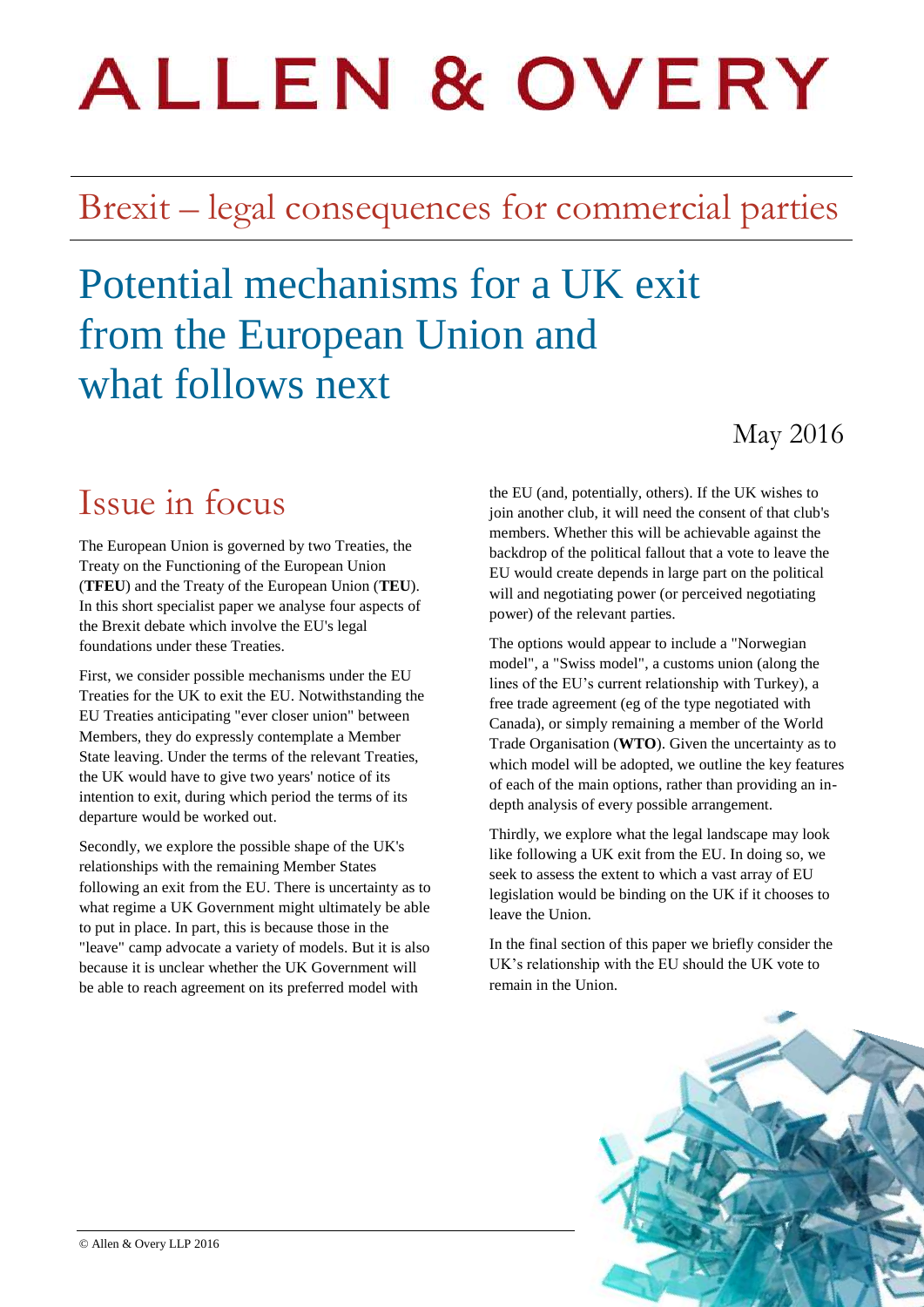# ALLEN & OVERY

## Brexit – legal consequences for commercial parties

# Potential mechanisms for a UK exit from the European Union and what follows next

May 2016

## Issue in focus

The European Union is governed by two Treaties, the Treaty on the Functioning of the European Union (**TFEU**) and the Treaty of the European Union (**TEU**). In this short specialist paper we analyse four aspects of the Brexit debate which involve the EU's legal foundations under these Treaties.

First, we consider possible mechanisms under the EU Treaties for the UK to exit the EU. Notwithstanding the EU Treaties anticipating "ever closer union" between Members, they do expressly contemplate a Member State leaving. Under the terms of the relevant Treaties, the UK would have to give two years' notice of its intention to exit, during which period the terms of its departure would be worked out.

Secondly, we explore the possible shape of the UK's relationships with the remaining Member States following an exit from the EU. There is uncertainty as to what regime a UK Government might ultimately be able to put in place. In part, this is because those in the "leave" camp advocate a variety of models. But it is also because it is unclear whether the UK Government will be able to reach agreement on its preferred model with the EU (and, potentially, others). If the UK wishes to join another club, it will need the consent of that club's members. Whether this will be achievable against the backdrop of the political fallout that a vote to leave the EU would create depends in large part on the political will and negotiating power (or perceived negotiating power) of the relevant parties.

The options would appear to include a "Norwegian model", a "Swiss model", a customs union (along the lines of the EU's current relationship with Turkey), a free trade agreement (eg of the type negotiated with Canada), or simply remaining a member of the World Trade Organisation (**WTO**). Given the uncertainty as to which model will be adopted, we outline the key features of each of the main options, rather than providing an in-depth analysis of every possible arrangement.

Thirdly, we explore what the legal landscape may look like following a UK exit from the EU. In doing so, we seek to assess the extent to which a vast array of EU legislation would be binding on the UK if it chooses to leave the Union.

In the final section of this paper we briefly consider the UK's relationship with the EU should the UK vote to remain in the Union.

© Allen & Overy LLP 2016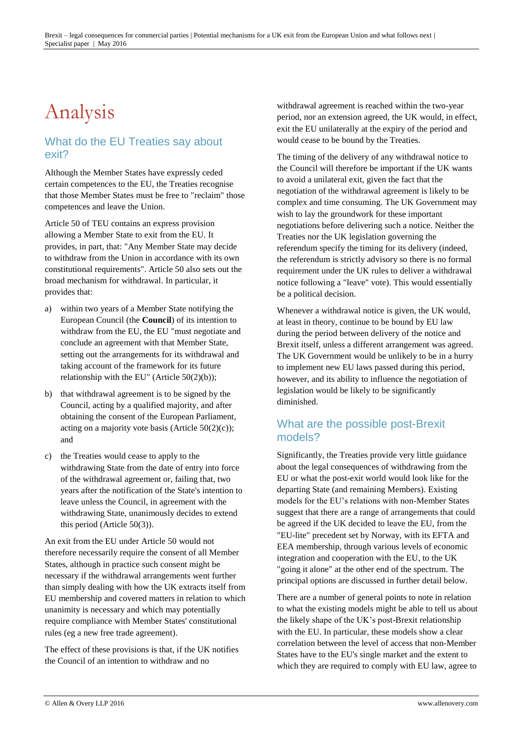# Analysis

## What do the EU Treaties say about exit?

Although the Member States have expressly ceded certain competences to the EU, the Treaties recognise that those Member States must be free to "reclaim" those competences and leave the Union.

Article 50 of TEU contains an express provision allowing a Member State to exit from the EU. It provides, in part, that: "Any Member State may decide to withdraw from the Union in accordance with its own constitutional requirements". Article 50 also sets out the broad mechanism for withdrawal. In particular, it provides that:

a) within two years of a Member State notifying the European Council (the **Council**) of its intention to withdraw from the EU, the EU "must negotiate and conclude an agreement with that Member State, setting out the arrangements for its withdrawal and taking account of the framework for its future relationship with the EU" (Article 50(2)(b));

b) that withdrawal agreement is to be signed by the Council, acting by a qualified majority, and after obtaining the consent of the European Parliament, acting on a majority vote basis (Article 50(2)(c)); and

c) the Treaties would cease to apply to the withdrawing State from the date of entry into force of the withdrawal agreement or, failing that, two years after the notification of the State's intention to leave unless the Council, in agreement with the withdrawing State, unanimously decides to extend this period (Article 50(3)).

An exit from the EU under Article 50 would not therefore necessarily require the consent of all Member States, although in practice such consent might be necessary if the withdrawal arrangements went further than simply dealing with how the UK extracts itself from EU membership and covered matters in relation to which unanimity is necessary and which may potentially require compliance with Member States' constitutional rules (eg a new free trade agreement).

The effect of these provisions is that, if the UK notifies the Council of an intention to withdraw and no withdrawal agreement is reached within the two-year period, nor an extension agreed, the UK would, in effect, exit the EU unilaterally at the expiry of the period and would cease to be bound by the Treaties.

The timing of the delivery of any withdrawal notice to the Council will therefore be important if the UK wants to avoid a unilateral exit, given the fact that the negotiation of the withdrawal agreement is likely to be complex and time consuming. The UK Government may wish to lay the groundwork for these important negotiations before delivering such a notice. Neither the Treaties nor the UK legislation governing the referendum specify the timing for its delivery (indeed, the referendum is strictly advisory so there is no formal requirement under the UK rules to deliver a withdrawal notice following a "leave" vote). This would essentially be a political decision.

Whenever a withdrawal notice is given, the UK would, at least in theory, continue to be bound by EU law during the period between delivery of the notice and Brexit itself, unless a different arrangement was agreed. The UK Government would be unlikely to be in a hurry to implement new EU laws passed during this period, however, and its ability to influence the negotiation of legislation would be likely to be significantly diminished.

## What are the possible post-Brexit models?

Significantly, the Treaties provide very little guidance about the legal consequences of withdrawing from the EU or what the post-exit world would look like for the departing State (and remaining Members). Existing models for the EU's relations with non-Member States suggest that there are a range of arrangements that could be agreed if the UK decided to leave the EU, from the "EU-lite" precedent set by Norway, with its EFTA and EEA membership, through various levels of economic integration and cooperation with the EU, to the UK "going it alone" at the other end of the spectrum. The principal options are discussed in further detail below.

There are a number of general points to note in relation to what the existing models might be able to tell us about the likely shape of the UK's post-Brexit relationship with the EU. In particular, these models show a clear correlation between the level of access that non-Member States have to the EU's single market and the extent to which they are required to comply with EU law, agree to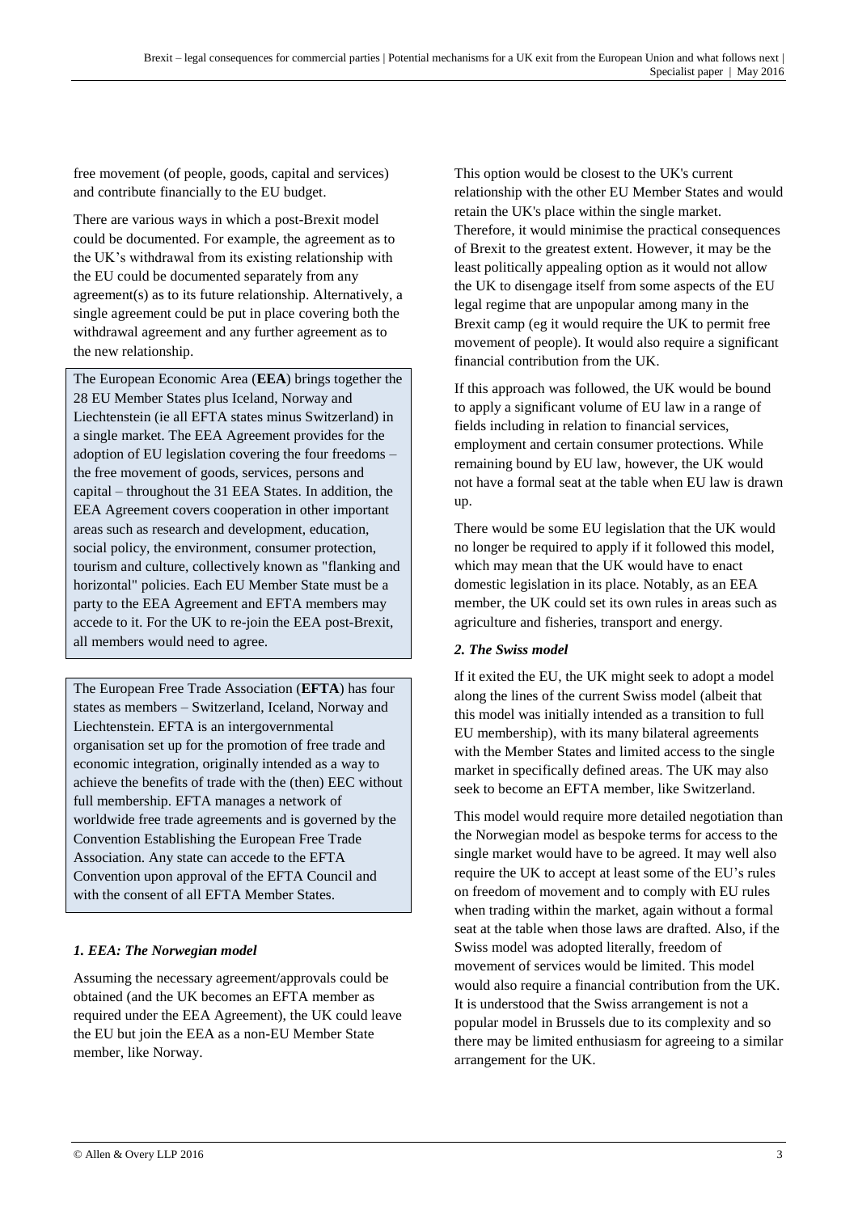free movement (of people, goods, capital and services) and contribute financially to the EU budget.

There are various ways in which a post-Brexit model could be documented. For example, the agreement as to the UK's withdrawal from its existing relationship with the EU could be documented separately from any agreement(s) as to its future relationship. Alternatively, a single agreement could be put in place covering both the withdrawal agreement and any further agreement as to the new relationship.

The European Economic Area (**EEA**) brings together the 28 EU Member States plus Iceland, Norway and Liechtenstein (ie all EFTA states minus Switzerland) in a single market. The EEA Agreement provides for the adoption of EU legislation covering the four freedoms – the free movement of goods, services, persons and capital – throughout the 31 EEA States. In addition, the EEA Agreement covers cooperation in other important areas such as research and development, education, social policy, the environment, consumer protection, tourism and culture, collectively known as "flanking and horizontal" policies. Each EU Member State must be a party to the EEA Agreement and EFTA members may accede to it. For the UK to re-join the EEA post-Brexit, all members would need to agree.

The European Free Trade Association (**EFTA**) has four states as members – Switzerland, Iceland, Norway and Liechtenstein. EFTA is an intergovernmental organisation set up for the promotion of free trade and economic integration, originally intended as a way to achieve the benefits of trade with the (then) EEC without full membership. EFTA manages a network of worldwide free trade agreements and is governed by the Convention Establishing the European Free Trade Association. Any state can accede to the EFTA Convention upon approval of the EFTA Council and with the consent of all EFTA Member States.

### *1. EEA: The Norwegian model*

Assuming the necessary agreement/approvals could be obtained (and the UK becomes an EFTA member as required under the EEA Agreement), the UK could leave the EU but join the EEA as a non-EU Member State member, like Norway.

This option would be closest to the UK's current relationship with the other EU Member States and would retain the UK's place within the single market. Therefore, it would minimise the practical consequences of Brexit to the greatest extent. However, it may be the least politically appealing option as it would not allow the UK to disengage itself from some aspects of the EU legal regime that are unpopular among many in the Brexit camp (eg it would require the UK to permit free movement of people). It would also require a significant financial contribution from the UK.

If this approach was followed, the UK would be bound to apply a significant volume of EU law in a range of fields including in relation to financial services, employment and certain consumer protections. While remaining bound by EU law, however, the UK would not have a formal seat at the table when EU law is drawn up.

There would be some EU legislation that the UK would no longer be required to apply if it followed this model, which may mean that the UK would have to enact domestic legislation in its place. Notably, as an EEA member, the UK could set its own rules in areas such as agriculture and fisheries, transport and energy.

### *2. The Swiss model*

If it exited the EU, the UK might seek to adopt a model along the lines of the current Swiss model (albeit that this model was initially intended as a transition to full EU membership), with its many bilateral agreements with the Member States and limited access to the single market in specifically defined areas. The UK may also seek to become an EFTA member, like Switzerland.

This model would require more detailed negotiation than the Norwegian model as bespoke terms for access to the single market would have to be agreed. It may well also require the UK to accept at least some of the EU's rules on freedom of movement and to comply with EU rules when trading within the market, again without a formal seat at the table when those laws are drafted. Also, if the Swiss model was adopted literally, freedom of movement of services would be limited. This model would also require a financial contribution from the UK. It is understood that the Swiss arrangement is not a popular model in Brussels due to its complexity and so there may be limited enthusiasm for agreeing to a similar arrangement for the UK.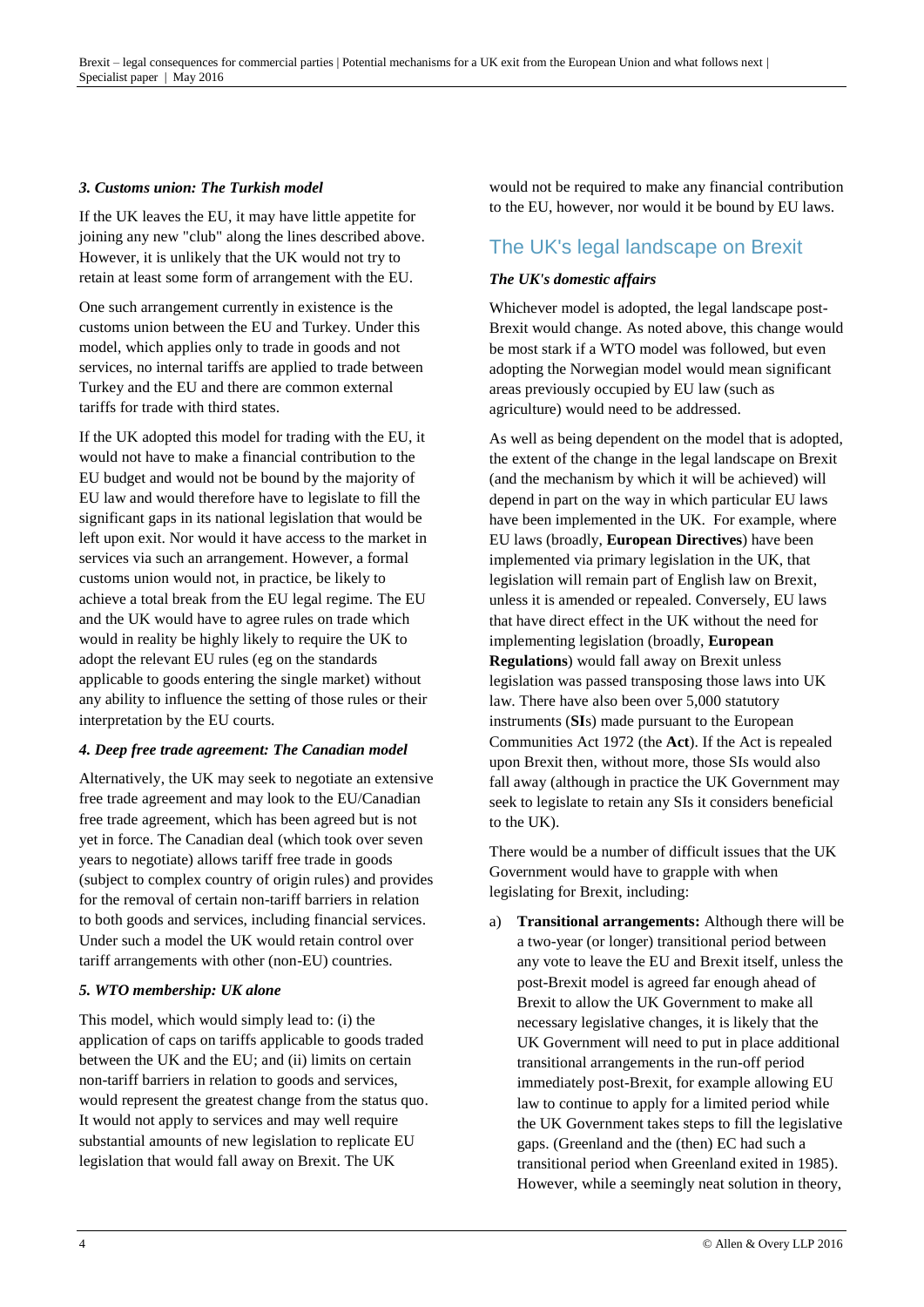*3. Customs union: The Turkish model*

If the UK leaves the EU, it may have little appetite for joining any new "club" along the lines described above. However, it is unlikely that the UK would not try to retain at least some form of arrangement with the EU.

One such arrangement currently in existence is the customs union between the EU and Turkey. Under this model, which applies only to trade in goods and not services, no internal tariffs are applied to trade between Turkey and the EU and there are common external tariffs for trade with third states.

If the UK adopted this model for trading with the EU, it would not have to make a financial contribution to the EU budget and would not be bound by the majority of EU law and would therefore have to legislate to fill the significant gaps in its national legislation that would be left upon exit. Nor would it have access to the market in services via such an arrangement. However, a formal customs union would not, in practice, be likely to achieve a total break from the EU legal regime. The EU and the UK would have to agree rules on trade which would in reality be highly likely to require the UK to adopt the relevant EU rules (eg on the standards applicable to goods entering the single market) without any ability to influence the setting of those rules or their interpretation by the EU courts.

*4. Deep free trade agreement: The Canadian model*

Alternatively, the UK may seek to negotiate an extensive free trade agreement and may look to the EU/Canadian free trade agreement, which has been agreed but is not yet in force. The Canadian deal (which took over seven years to negotiate) allows tariff free trade in goods (subject to complex country of origin rules) and provides for the removal of certain non-tariff barriers in relation to both goods and services, including financial services. Under such a model the UK would retain control over tariff arrangements with other (non-EU) countries.

*5. WTO membership: UK alone*

This model, which would simply lead to: (i) the application of caps on tariffs applicable to goods traded between the UK and the EU; and (ii) limits on certain non-tariff barriers in relation to goods and services, would represent the greatest change from the status quo. It would not apply to services and may well require substantial amounts of new legislation to replicate EU legislation that would fall away on Brexit. The UK would not be required to make any financial contribution to the EU, however, nor would it be bound by EU laws.

## The UK's legal landscape on Brexit

***The UK's domestic affairs***

Whichever model is adopted, the legal landscape post-Brexit would change. As noted above, this change would be most stark if a WTO model was followed, but even adopting the Norwegian model would mean significant areas previously occupied by EU law (such as agriculture) would need to be addressed.

As well as being dependent on the model that is adopted, the extent of the change in the legal landscape on Brexit (and the mechanism by which it will be achieved) will depend in part on the way in which particular EU laws have been implemented in the UK. For example, where EU laws (broadly, **European Directives**) have been implemented via primary legislation in the UK, that legislation will remain part of English law on Brexit, unless it is amended or repealed. Conversely, EU laws that have direct effect in the UK without the need for implementing legislation (broadly, **European Regulations**) would fall away on Brexit unless legislation was passed transposing those laws into UK law. There have also been over 5,000 statutory instruments (**SI**s) made pursuant to the European Communities Act 1972 (the **Act**). If the Act is repealed upon Brexit then, without more, those SIs would also fall away (although in practice the UK Government may seek to legislate to retain any SIs it considers beneficial to the UK).

There would be a number of difficult issues that the UK Government would have to grapple with when legislating for Brexit, including:

a) **Transitional arrangements:** Although there will be a two-year (or longer) transitional period between any vote to leave the EU and Brexit itself, unless the post-Brexit model is agreed far enough ahead of Brexit to allow the UK Government to make all necessary legislative changes, it is likely that the UK Government will need to put in place additional transitional arrangements in the run-off period immediately post-Brexit, for example allowing EU law to continue to apply for a limited period while the UK Government takes steps to fill the legislative gaps. (Greenland and the (then) EC had such a transitional period when Greenland exited in 1985). However, while a seemingly neat solution in theory,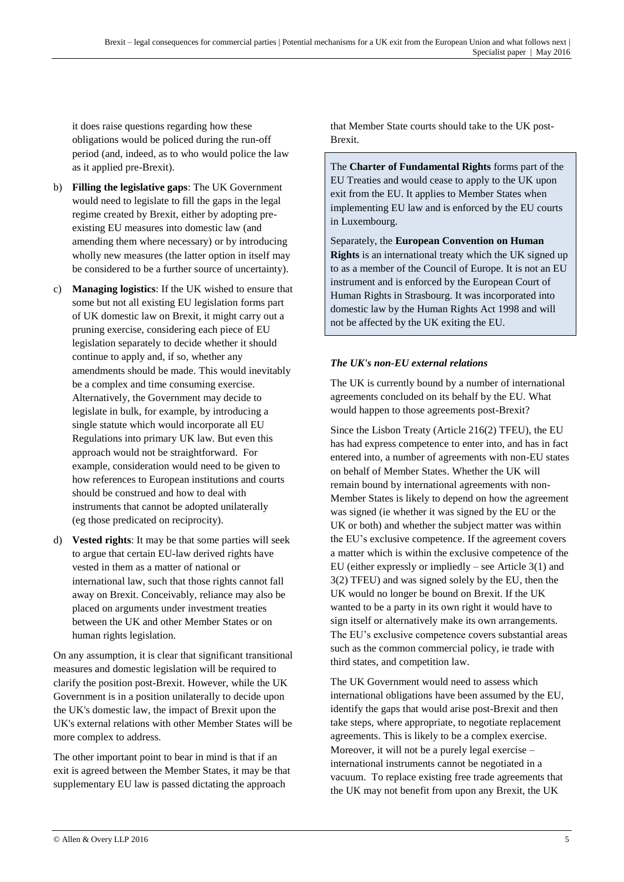it does raise questions regarding how these obligations would be policed during the run-off period (and, indeed, as to who would police the law as it applied pre-Brexit).

b) **Filling the legislative gaps**: The UK Government would need to legislate to fill the gaps in the legal regime created by Brexit, either by adopting pre-existing EU measures into domestic law (and amending them where necessary) or by introducing wholly new measures (the latter option in itself may be considered to be a further source of uncertainty).

c) **Managing logistics**: If the UK wished to ensure that some but not all existing EU legislation forms part of UK domestic law on Brexit, it might carry out a pruning exercise, considering each piece of EU legislation separately to decide whether it should continue to apply and, if so, whether any amendments should be made. This would inevitably be a complex and time consuming exercise. Alternatively, the Government may decide to legislate in bulk, for example, by introducing a single statute which would incorporate all EU Regulations into primary UK law. But even this approach would not be straightforward. For example, consideration would need to be given to how references to European institutions and courts should be construed and how to deal with instruments that cannot be adopted unilaterally (eg those predicated on reciprocity).

d) **Vested rights**: It may be that some parties will seek to argue that certain EU-law derived rights have vested in them as a matter of national or international law, such that those rights cannot fall away on Brexit. Conceivably, reliance may also be placed on arguments under investment treaties between the UK and other Member States or on human rights legislation.

On any assumption, it is clear that significant transitional measures and domestic legislation will be required to clarify the position post-Brexit. However, while the UK Government is in a position unilaterally to decide upon the UK's domestic law, the impact of Brexit upon the UK's external relations with other Member States will be more complex to address.

The other important point to bear in mind is that if an exit is agreed between the Member States, it may be that supplementary EU law is passed dictating the approach that Member State courts should take to the UK post-Brexit.

> The **Charter of Fundamental Rights** forms part of the EU Treaties and would cease to apply to the UK upon exit from the EU. It applies to Member States when implementing EU law and is enforced by the EU courts in Luxembourg.
>
> Separately, the **European Convention on Human Rights** is an international treaty which the UK signed up to as a member of the Council of Europe. It is not an EU instrument and is enforced by the European Court of Human Rights in Strasbourg. It was incorporated into domestic law by the Human Rights Act 1998 and will not be affected by the UK exiting the EU.

### *The UK's non-EU external relations*

The UK is currently bound by a number of international agreements concluded on its behalf by the EU. What would happen to those agreements post-Brexit?

Since the Lisbon Treaty (Article 216(2) TFEU), the EU has had express competence to enter into, and has in fact entered into, a number of agreements with non-EU states on behalf of Member States. Whether the UK will remain bound by international agreements with non-Member States is likely to depend on how the agreement was signed (ie whether it was signed by the EU or the UK or both) and whether the subject matter was within the EU's exclusive competence. If the agreement covers a matter which is within the exclusive competence of the EU (either expressly or impliedly – see Article 3(1) and 3(2) TFEU) and was signed solely by the EU, then the UK would no longer be bound on Brexit. If the UK wanted to be a party in its own right it would have to sign itself or alternatively make its own arrangements. The EU's exclusive competence covers substantial areas such as the common commercial policy, ie trade with third states, and competition law.

The UK Government would need to assess which international obligations have been assumed by the EU, identify the gaps that would arise post-Brexit and then take steps, where appropriate, to negotiate replacement agreements. This is likely to be a complex exercise. Moreover, it will not be a purely legal exercise – international instruments cannot be negotiated in a vacuum. To replace existing free trade agreements that the UK may not benefit from upon any Brexit, the UK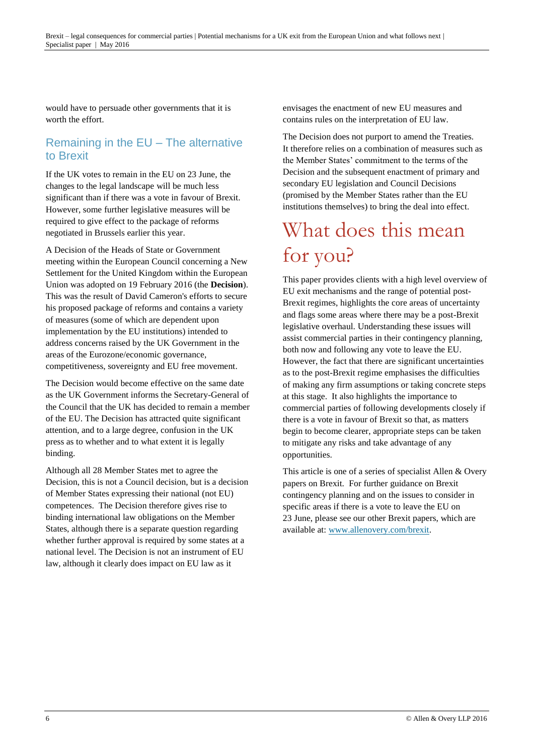would have to persuade other governments that it is worth the effort.

## Remaining in the EU – The alternative to Brexit

If the UK votes to remain in the EU on 23 June, the changes to the legal landscape will be much less significant than if there was a vote in favour of Brexit. However, some further legislative measures will be required to give effect to the package of reforms negotiated in Brussels earlier this year.

A Decision of the Heads of State or Government meeting within the European Council concerning a New Settlement for the United Kingdom within the European Union was adopted on 19 February 2016 (the **Decision**). This was the result of David Cameron's efforts to secure his proposed package of reforms and contains a variety of measures (some of which are dependent upon implementation by the EU institutions) intended to address concerns raised by the UK Government in the areas of the Eurozone/economic governance, competitiveness, sovereignty and EU free movement.

The Decision would become effective on the same date as the UK Government informs the Secretary-General of the Council that the UK has decided to remain a member of the EU. The Decision has attracted quite significant attention, and to a large degree, confusion in the UK press as to whether and to what extent it is legally binding.

Although all 28 Member States met to agree the Decision, this is not a Council decision, but is a decision of Member States expressing their national (not EU) competences. The Decision therefore gives rise to binding international law obligations on the Member States, although there is a separate question regarding whether further approval is required by some states at a national level. The Decision is not an instrument of EU law, although it clearly does impact on EU law as it envisages the enactment of new EU measures and contains rules on the interpretation of EU law.

The Decision does not purport to amend the Treaties. It therefore relies on a combination of measures such as the Member States' commitment to the terms of the Decision and the subsequent enactment of primary and secondary EU legislation and Council Decisions (promised by the Member States rather than the EU institutions themselves) to bring the deal into effect.

# What does this mean for you?

This paper provides clients with a high level overview of EU exit mechanisms and the range of potential post-Brexit regimes, highlights the core areas of uncertainty and flags some areas where there may be a post-Brexit legislative overhaul. Understanding these issues will assist commercial parties in their contingency planning, both now and following any vote to leave the EU. However, the fact that there are significant uncertainties as to the post-Brexit regime emphasises the difficulties of making any firm assumptions or taking concrete steps at this stage. It also highlights the importance to commercial parties of following developments closely if there is a vote in favour of Brexit so that, as matters begin to become clearer, appropriate steps can be taken to mitigate any risks and take advantage of any opportunities.

This article is one of a series of specialist Allen & Overy papers on Brexit. For further guidance on Brexit contingency planning and on the issues to consider in specific areas if there is a vote to leave the EU on 23 June, please see our other Brexit papers, which are available at: www.allenovery.com/brexit.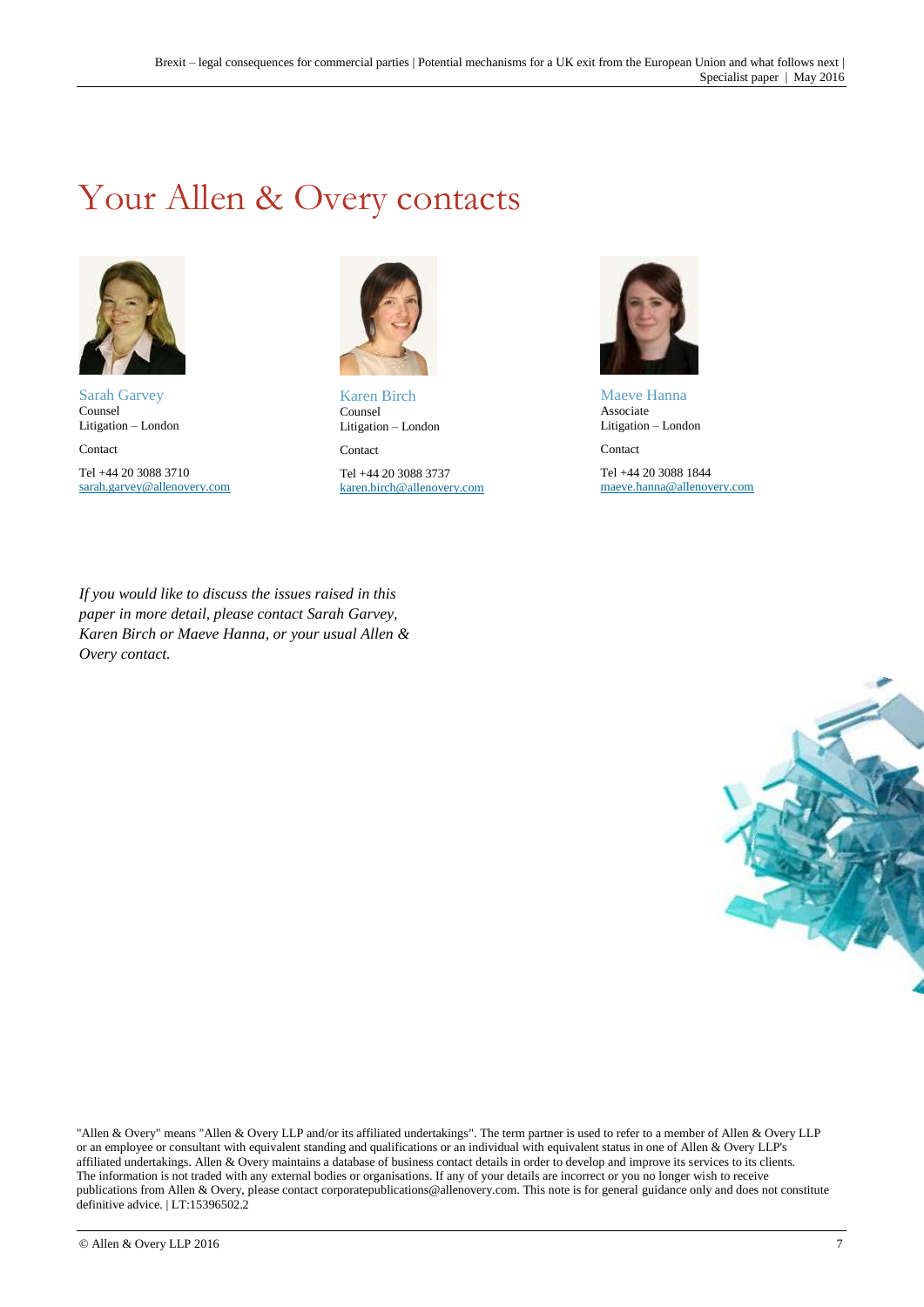# Your Allen & Overy contacts

Sarah Garvey
Counsel
Litigation – London

Contact

Tel +44 20 3088 3710
sarah.garvey@allenovery.com

Karen Birch
Counsel
Litigation – London

Contact

Tel +44 20 3088 3737
karen.birch@allenovery.com

Maeve Hanna
Associate
Litigation – London

Contact

Tel +44 20 3088 1844
maeve.hanna@allenovery.com

*If you would like to discuss the issues raised in this paper in more detail, please contact Sarah Garvey, Karen Birch or Maeve Hanna, or your usual Allen & Overy contact.*

"Allen & Overy" means "Allen & Overy LLP and/or its affiliated undertakings". The term partner is used to refer to a member of Allen & Overy LLP or an employee or consultant with equivalent standing and qualifications or an individual with equivalent status in one of Allen & Overy LLP's affiliated undertakings. Allen & Overy maintains a database of business contact details in order to develop and improve its services to its clients. The information is not traded with any external bodies or organisations. If any of your details are incorrect or you no longer wish to receive publications from Allen & Overy, please contact corporatepublications@allenovery.com. This note is for general guidance only and does not constitute definitive advice. | LT:15396502.2

© Allen & Overy LLP 2016